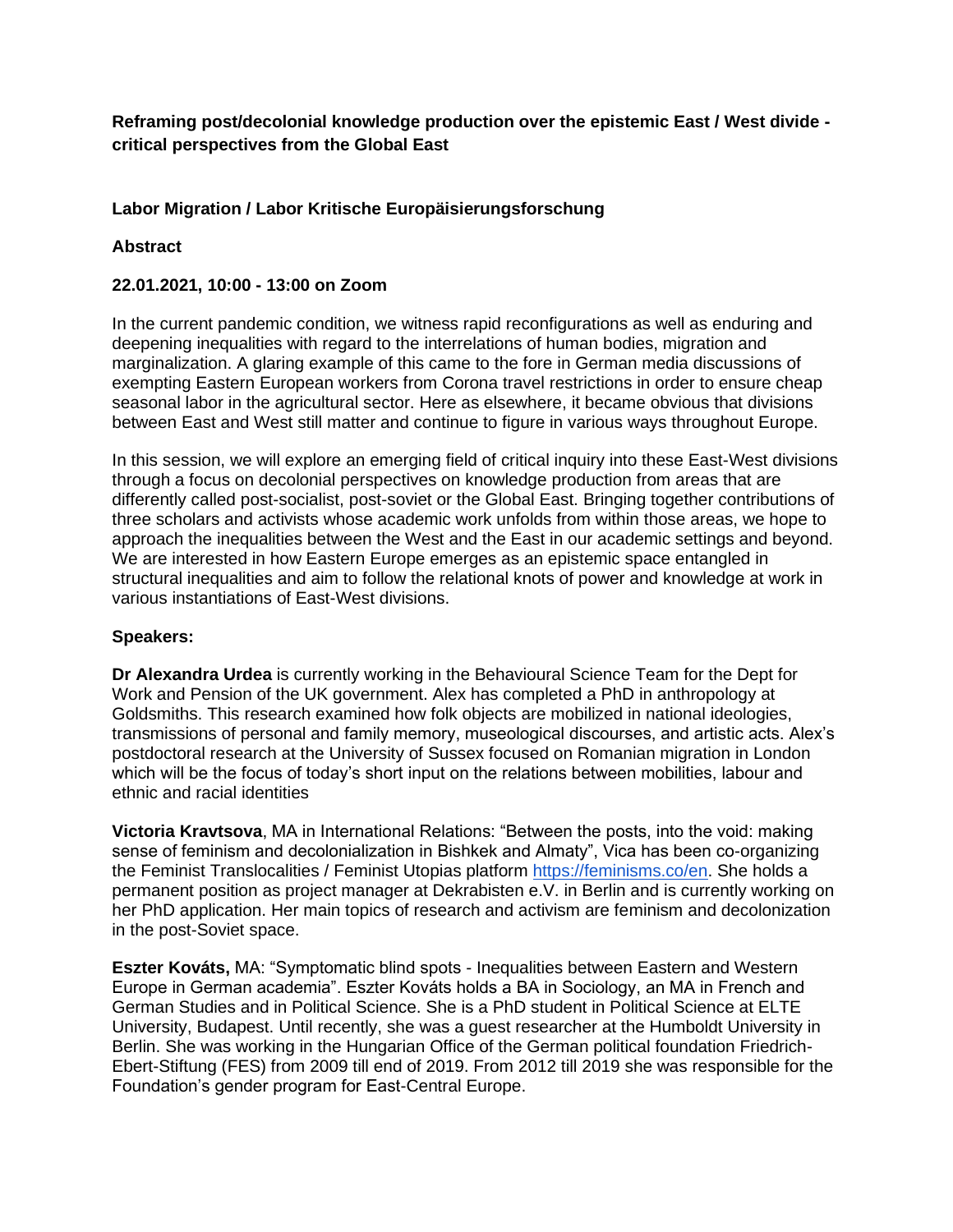# Reframing post/decolonial knowledge production over the epistemic East / West divide - critical perspectives from the Global East

## Labor Migration / Labor Kritische Europäisierungsforschung

**Abstract**

**22.01.2021, 10:00 - 13:00 on Zoom**

In the current pandemic condition, we witness rapid reconfigurations as well as enduring and deepening inequalities with regard to the interrelations of human bodies, migration and marginalization. A glaring example of this came to the fore in German media discussions of exempting Eastern European workers from Corona travel restrictions in order to ensure cheap seasonal labor in the agricultural sector. Here as elsewhere, it became obvious that divisions between East and West still matter and continue to figure in various ways throughout Europe.

In this session, we will explore an emerging field of critical inquiry into these East-West divisions through a focus on decolonial perspectives on knowledge production from areas that are differently called post-socialist, post-soviet or the Global East. Bringing together contributions of three scholars and activists whose academic work unfolds from within those areas, we hope to approach the inequalities between the West and the East in our academic settings and beyond. We are interested in how Eastern Europe emerges as an epistemic space entangled in structural inequalities and aim to follow the relational knots of power and knowledge at work in various instantiations of East-West divisions.

**Speakers:**

**Dr Alexandra Urdea** is currently working in the Behavioural Science Team for the Dept for Work and Pension of the UK government. Alex has completed a PhD in anthropology at Goldsmiths. This research examined how folk objects are mobilized in national ideologies, transmissions of personal and family memory, museological discourses, and artistic acts. Alex's postdoctoral research at the University of Sussex focused on Romanian migration in London which will be the focus of today's short input on the relations between mobilities, labour and ethnic and racial identities

**Victoria Kravtsova**, MA in International Relations: "Between the posts, into the void: making sense of feminism and decolonialization in Bishkek and Almaty", Vica has been co-organizing the Feminist Translocalities / Feminist Utopias platform https://feminisms.co/en. She holds a permanent position as project manager at Dekrabisten e.V. in Berlin and is currently working on her PhD application. Her main topics of research and activism are feminism and decolonization in the post-Soviet space.

**Eszter Kováts,** MA: "Symptomatic blind spots - Inequalities between Eastern and Western Europe in German academia". Eszter Kováts holds a BA in Sociology, an MA in French and German Studies and in Political Science. She is a PhD student in Political Science at ELTE University, Budapest. Until recently, she was a guest researcher at the Humboldt University in Berlin. She was working in the Hungarian Office of the German political foundation Friedrich-Ebert-Stiftung (FES) from 2009 till end of 2019. From 2012 till 2019 she was responsible for the Foundation's gender program for East-Central Europe.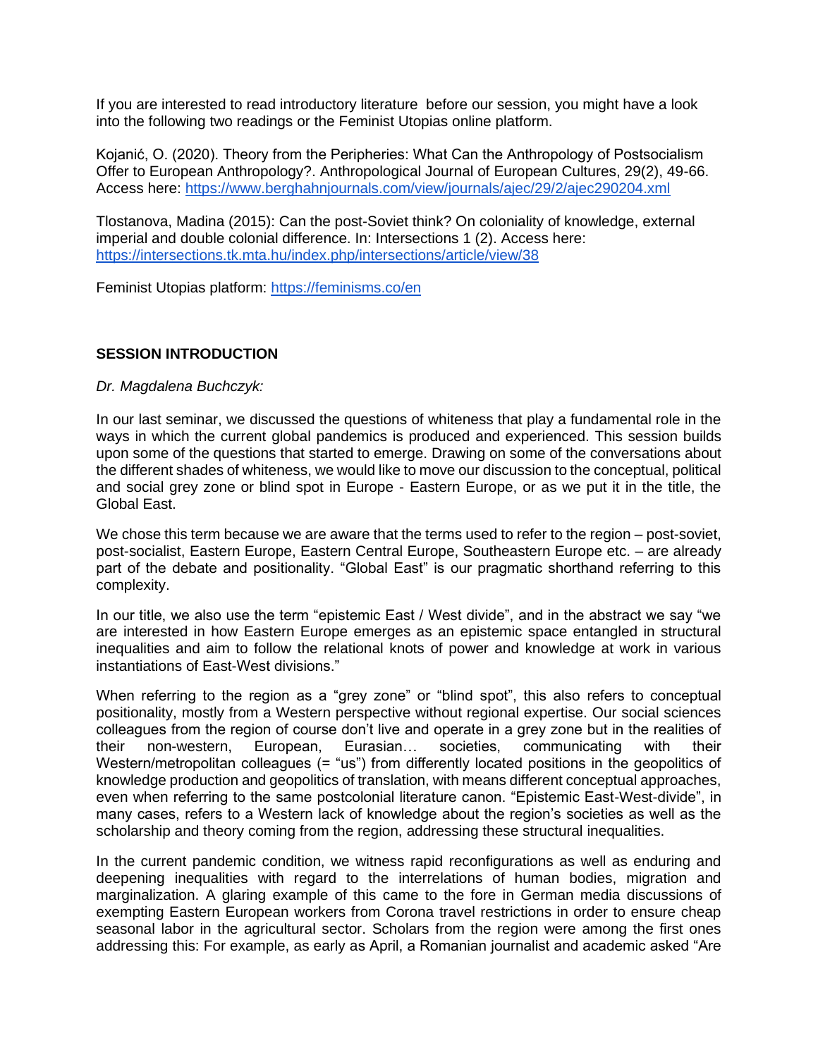If you are interested to read introductory literature before our session, you might have a look into the following two readings or the Feminist Utopias online platform.

Kojanić, O. (2020). Theory from the Peripheries: What Can the Anthropology of Postsocialism Offer to European Anthropology?. Anthropological Journal of European Cultures, 29(2), 49-66. Access here: https://www.berghahnjournals.com/view/journals/ajec/29/2/ajec290204.xml

Tlostanova, Madina (2015): Can the post-Soviet think? On coloniality of knowledge, external imperial and double colonial difference. In: Intersections 1 (2). Access here: https://intersections.tk.mta.hu/index.php/intersections/article/view/38

Feminist Utopias platform: https://feminisms.co/en

**SESSION INTRODUCTION**

*Dr. Magdalena Buchczyk:*

In our last seminar, we discussed the questions of whiteness that play a fundamental role in the ways in which the current global pandemics is produced and experienced. This session builds upon some of the questions that started to emerge. Drawing on some of the conversations about the different shades of whiteness, we would like to move our discussion to the conceptual, political and social grey zone or blind spot in Europe - Eastern Europe, or as we put it in the title, the Global East.

We chose this term because we are aware that the terms used to refer to the region – post-soviet, post-socialist, Eastern Europe, Eastern Central Europe, Southeastern Europe etc. – are already part of the debate and positionality. "Global East" is our pragmatic shorthand referring to this complexity.

In our title, we also use the term "epistemic East / West divide", and in the abstract we say "we are interested in how Eastern Europe emerges as an epistemic space entangled in structural inequalities and aim to follow the relational knots of power and knowledge at work in various instantiations of East-West divisions."

When referring to the region as a "grey zone" or "blind spot", this also refers to conceptual positionality, mostly from a Western perspective without regional expertise. Our social sciences colleagues from the region of course don't live and operate in a grey zone but in the realities of their non-western, European, Eurasian… societies, communicating with their Western/metropolitan colleagues (= "us") from differently located positions in the geopolitics of knowledge production and geopolitics of translation, with means different conceptual approaches, even when referring to the same postcolonial literature canon. "Epistemic East-West-divide", in many cases, refers to a Western lack of knowledge about the region's societies as well as the scholarship and theory coming from the region, addressing these structural inequalities.

In the current pandemic condition, we witness rapid reconfigurations as well as enduring and deepening inequalities with regard to the interrelations of human bodies, migration and marginalization. A glaring example of this came to the fore in German media discussions of exempting Eastern European workers from Corona travel restrictions in order to ensure cheap seasonal labor in the agricultural sector. Scholars from the region were among the first ones addressing this: For example, as early as April, a Romanian journalist and academic asked "Are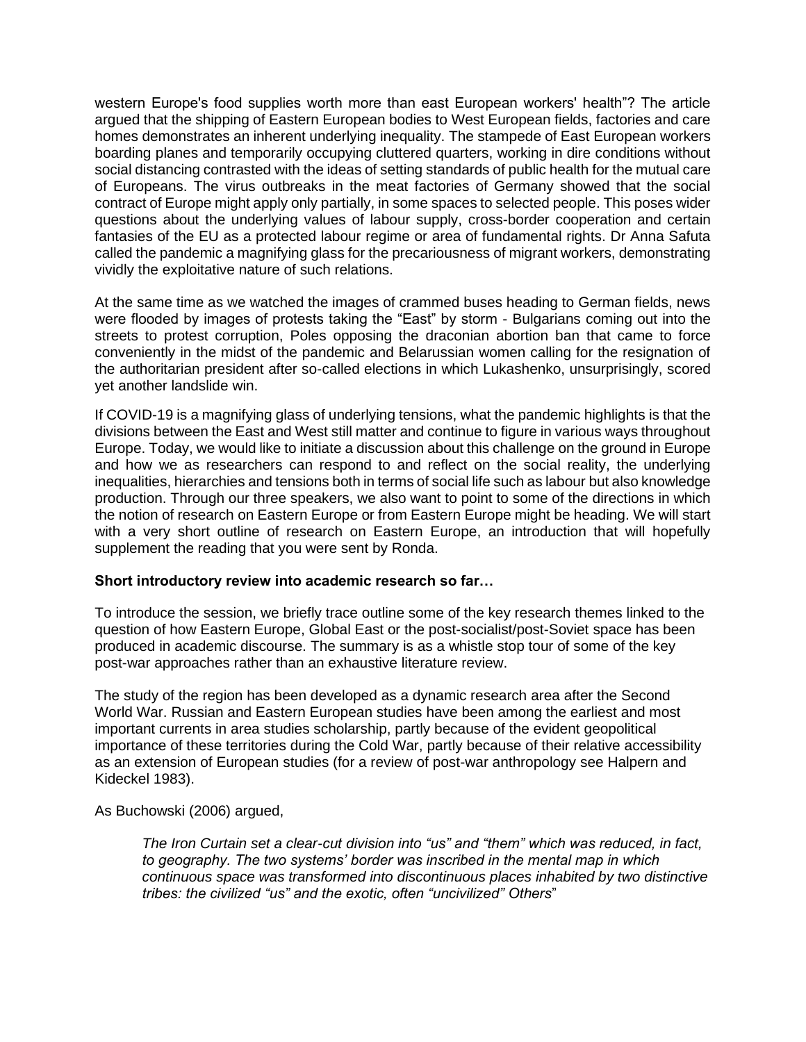western Europe's food supplies worth more than east European workers' health"? The article argued that the shipping of Eastern European bodies to West European fields, factories and care homes demonstrates an inherent underlying inequality. The stampede of East European workers boarding planes and temporarily occupying cluttered quarters, working in dire conditions without social distancing contrasted with the ideas of setting standards of public health for the mutual care of Europeans. The virus outbreaks in the meat factories of Germany showed that the social contract of Europe might apply only partially, in some spaces to selected people. This poses wider questions about the underlying values of labour supply, cross-border cooperation and certain fantasies of the EU as a protected labour regime or area of fundamental rights. Dr Anna Safuta called the pandemic a magnifying glass for the precariousness of migrant workers, demonstrating vividly the exploitative nature of such relations.

At the same time as we watched the images of crammed buses heading to German fields, news were flooded by images of protests taking the "East" by storm - Bulgarians coming out into the streets to protest corruption, Poles opposing the draconian abortion ban that came to force conveniently in the midst of the pandemic and Belarussian women calling for the resignation of the authoritarian president after so-called elections in which Lukashenko, unsurprisingly, scored yet another landslide win.

If COVID-19 is a magnifying glass of underlying tensions, what the pandemic highlights is that the divisions between the East and West still matter and continue to figure in various ways throughout Europe. Today, we would like to initiate a discussion about this challenge on the ground in Europe and how we as researchers can respond to and reflect on the social reality, the underlying inequalities, hierarchies and tensions both in terms of social life such as labour but also knowledge production. Through our three speakers, we also want to point to some of the directions in which the notion of research on Eastern Europe or from Eastern Europe might be heading. We will start with a very short outline of research on Eastern Europe, an introduction that will hopefully supplement the reading that you were sent by Ronda.

**Short introductory review into academic research so far…**

To introduce the session, we briefly trace outline some of the key research themes linked to the question of how Eastern Europe, Global East or the post-socialist/post-Soviet space has been produced in academic discourse. The summary is as a whistle stop tour of some of the key post-war approaches rather than an exhaustive literature review.

The study of the region has been developed as a dynamic research area after the Second World War. Russian and Eastern European studies have been among the earliest and most important currents in area studies scholarship, partly because of the evident geopolitical importance of these territories during the Cold War, partly because of their relative accessibility as an extension of European studies (for a review of post-war anthropology see Halpern and Kideckel 1983).

As Buchowski (2006) argued,

> *The Iron Curtain set a clear-cut division into "us" and "them" which was reduced, in fact, to geography. The two systems' border was inscribed in the mental map in which continuous space was transformed into discontinuous places inhabited by two distinctive tribes: the civilized "us" and the exotic, often "uncivilized" Others*"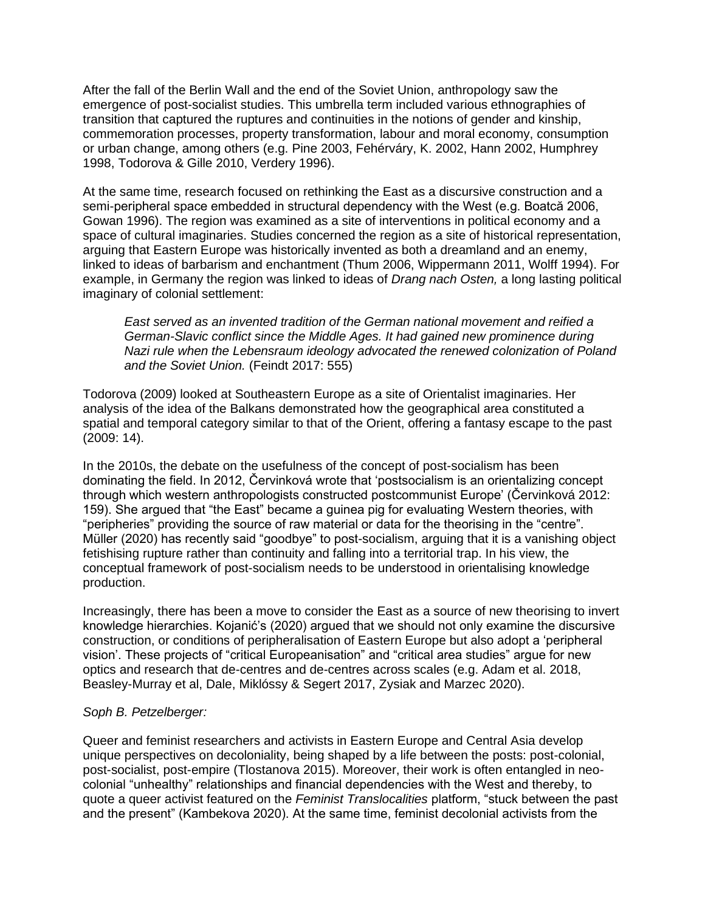After the fall of the Berlin Wall and the end of the Soviet Union, anthropology saw the emergence of post-socialist studies. This umbrella term included various ethnographies of transition that captured the ruptures and continuities in the notions of gender and kinship, commemoration processes, property transformation, labour and moral economy, consumption or urban change, among others (e.g. Pine 2003, Fehérváry, K. 2002, Hann 2002, Humphrey 1998, Todorova & Gille 2010, Verdery 1996).

At the same time, research focused on rethinking the East as a discursive construction and a semi-peripheral space embedded in structural dependency with the West (e.g. Boatcă 2006, Gowan 1996). The region was examined as a site of interventions in political economy and a space of cultural imaginaries. Studies concerned the region as a site of historical representation, arguing that Eastern Europe was historically invented as both a dreamland and an enemy, linked to ideas of barbarism and enchantment (Thum 2006, Wippermann 2011, Wolff 1994). For example, in Germany the region was linked to ideas of *Drang nach Osten,* a long lasting political imaginary of colonial settlement:

> *East served as an invented tradition of the German national movement and reified a German-Slavic conflict since the Middle Ages. It had gained new prominence during Nazi rule when the Lebensraum ideology advocated the renewed colonization of Poland and the Soviet Union.* (Feindt 2017: 555)

Todorova (2009) looked at Southeastern Europe as a site of Orientalist imaginaries. Her analysis of the idea of the Balkans demonstrated how the geographical area constituted a spatial and temporal category similar to that of the Orient, offering a fantasy escape to the past (2009: 14).

In the 2010s, the debate on the usefulness of the concept of post-socialism has been dominating the field. In 2012, Červinková wrote that 'postsocialism is an orientalizing concept through which western anthropologists constructed postcommunist Europe' (Červinková 2012: 159). She argued that "the East" became a guinea pig for evaluating Western theories, with "peripheries" providing the source of raw material or data for the theorising in the "centre". Müller (2020) has recently said "goodbye" to post-socialism, arguing that it is a vanishing object fetishising rupture rather than continuity and falling into a territorial trap. In his view, the conceptual framework of post-socialism needs to be understood in orientalising knowledge production.

Increasingly, there has been a move to consider the East as a source of new theorising to invert knowledge hierarchies. Kojanić's (2020) argued that we should not only examine the discursive construction, or conditions of peripheralisation of Eastern Europe but also adopt a 'peripheral vision'. These projects of "critical Europeanisation" and "critical area studies" argue for new optics and research that de-centres and de-centres across scales (e.g. Adam et al. 2018, Beasley-Murray et al, Dale, Miklóssy & Segert 2017, Zysiak and Marzec 2020).

*Soph B. Petzelberger:*

Queer and feminist researchers and activists in Eastern Europe and Central Asia develop unique perspectives on decoloniality, being shaped by a life between the posts: post-colonial, post-socialist, post-empire (Tlostanova 2015). Moreover, their work is often entangled in neo-colonial "unhealthy" relationships and financial dependencies with the West and thereby, to quote a queer activist featured on the *Feminist Translocalities* platform, "stuck between the past and the present" (Kambekova 2020). At the same time, feminist decolonial activists from the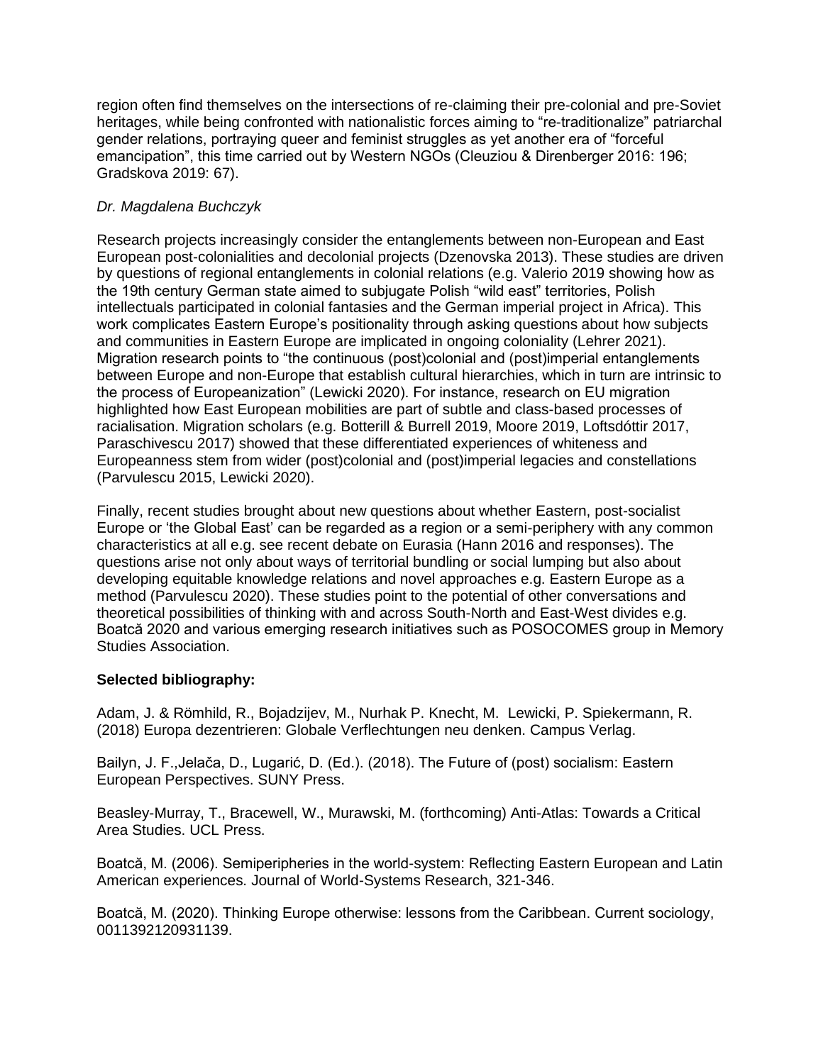region often find themselves on the intersections of re-claiming their pre-colonial and pre-Soviet heritages, while being confronted with nationalistic forces aiming to "re-traditionalize" patriarchal gender relations, portraying queer and feminist struggles as yet another era of "forceful emancipation", this time carried out by Western NGOs (Cleuziou & Direnberger 2016: 196; Gradskova 2019: 67).

*Dr. Magdalena Buchczyk*

Research projects increasingly consider the entanglements between non-European and East European post-colonialities and decolonial projects (Dzenovska 2013). These studies are driven by questions of regional entanglements in colonial relations (e.g. Valerio 2019 showing how as the 19th century German state aimed to subjugate Polish "wild east" territories, Polish intellectuals participated in colonial fantasies and the German imperial project in Africa). This work complicates Eastern Europe's positionality through asking questions about how subjects and communities in Eastern Europe are implicated in ongoing coloniality (Lehrer 2021). Migration research points to "the continuous (post)colonial and (post)imperial entanglements between Europe and non-Europe that establish cultural hierarchies, which in turn are intrinsic to the process of Europeanization" (Lewicki 2020). For instance, research on EU migration highlighted how East European mobilities are part of subtle and class-based processes of racialisation. Migration scholars (e.g. Botterill & Burrell 2019, Moore 2019, Loftsdóttir 2017, Paraschivescu 2017) showed that these differentiated experiences of whiteness and Europeanness stem from wider (post)colonial and (post)imperial legacies and constellations (Parvulescu 2015, Lewicki 2020).

Finally, recent studies brought about new questions about whether Eastern, post-socialist Europe or 'the Global East' can be regarded as a region or a semi-periphery with any common characteristics at all e.g. see recent debate on Eurasia (Hann 2016 and responses). The questions arise not only about ways of territorial bundling or social lumping but also about developing equitable knowledge relations and novel approaches e.g. Eastern Europe as a method (Parvulescu 2020). These studies point to the potential of other conversations and theoretical possibilities of thinking with and across South-North and East-West divides e.g. Boatcă 2020 and various emerging research initiatives such as POSOCOMES group in Memory Studies Association.

**Selected bibliography:**

Adam, J. & Römhild, R., Bojadzijev, M., Nurhak P. Knecht, M. Lewicki, P. Spiekermann, R. (2018) Europa dezentrieren: Globale Verflechtungen neu denken. Campus Verlag.

Bailyn, J. F.,Jelača, D., Lugarić, D. (Ed.). (2018). The Future of (post) socialism: Eastern European Perspectives. SUNY Press.

Beasley-Murray, T., Bracewell, W., Murawski, M. (forthcoming) Anti-Atlas: Towards a Critical Area Studies. UCL Press.

Boatcă, M. (2006). Semiperipheries in the world-system: Reflecting Eastern European and Latin American experiences. Journal of World-Systems Research, 321-346.

Boatcă, M. (2020). Thinking Europe otherwise: lessons from the Caribbean. Current sociology, 0011392120931139.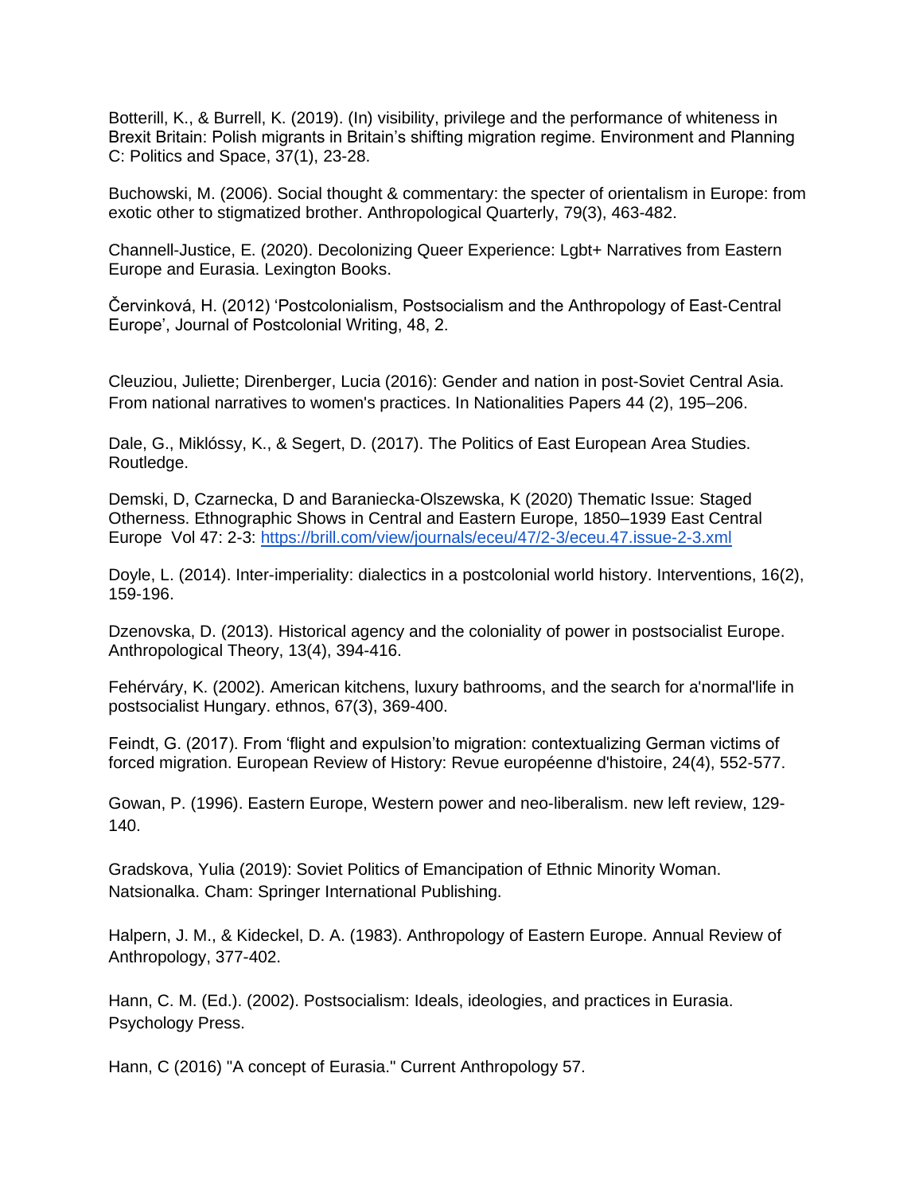Botterill, K., & Burrell, K. (2019). (In) visibility, privilege and the performance of whiteness in Brexit Britain: Polish migrants in Britain's shifting migration regime. Environment and Planning C: Politics and Space, 37(1), 23-28.

Buchowski, M. (2006). Social thought & commentary: the specter of orientalism in Europe: from exotic other to stigmatized brother. Anthropological Quarterly, 79(3), 463-482.

Channell-Justice, E. (2020). Decolonizing Queer Experience: Lgbt+ Narratives from Eastern Europe and Eurasia. Lexington Books.

Červinková, H. (2012) 'Postcolonialism, Postsocialism and the Anthropology of East-Central Europe', Journal of Postcolonial Writing, 48, 2.

Cleuziou, Juliette; Direnberger, Lucia (2016): Gender and nation in post-Soviet Central Asia. From national narratives to women's practices. In Nationalities Papers 44 (2), 195–206.

Dale, G., Miklóssy, K., & Segert, D. (2017). The Politics of East European Area Studies. Routledge.

Demski, D, Czarnecka, D and Baraniecka-Olszewska, K (2020) Thematic Issue: Staged Otherness. Ethnographic Shows in Central and Eastern Europe, 1850–1939 East Central Europe Vol 47: 2-3: https://brill.com/view/journals/eceu/47/2-3/eceu.47.issue-2-3.xml

Doyle, L. (2014). Inter-imperiality: dialectics in a postcolonial world history. Interventions, 16(2), 159-196.

Dzenovska, D. (2013). Historical agency and the coloniality of power in postsocialist Europe. Anthropological Theory, 13(4), 394-416.

Fehérváry, K. (2002). American kitchens, luxury bathrooms, and the search for a'normal'life in postsocialist Hungary. ethnos, 67(3), 369-400.

Feindt, G. (2017). From 'flight and expulsion'to migration: contextualizing German victims of forced migration. European Review of History: Revue européenne d'histoire, 24(4), 552-577.

Gowan, P. (1996). Eastern Europe, Western power and neo-liberalism. new left review, 129-140.

Gradskova, Yulia (2019): Soviet Politics of Emancipation of Ethnic Minority Woman. Natsionalka. Cham: Springer International Publishing.

Halpern, J. M., & Kideckel, D. A. (1983). Anthropology of Eastern Europe. Annual Review of Anthropology, 377-402.

Hann, C. M. (Ed.). (2002). Postsocialism: Ideals, ideologies, and practices in Eurasia. Psychology Press.

Hann, C (2016) "A concept of Eurasia." Current Anthropology 57.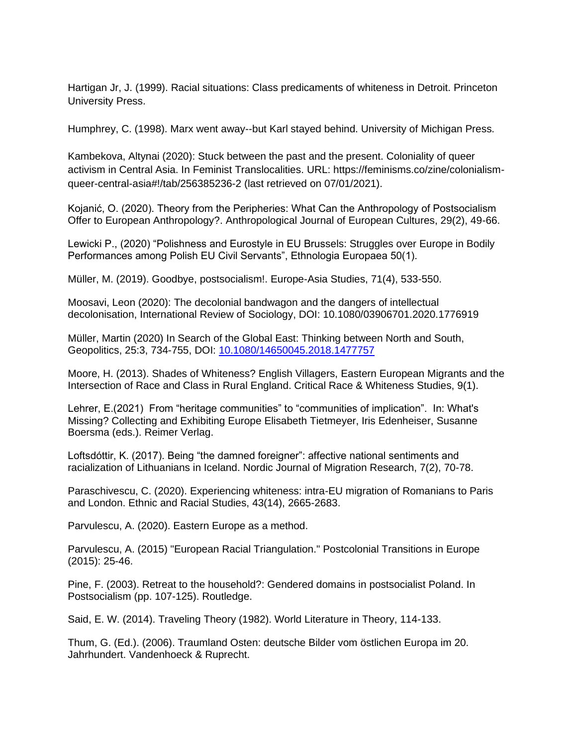Hartigan Jr, J. (1999). Racial situations: Class predicaments of whiteness in Detroit. Princeton University Press.

Humphrey, C. (1998). Marx went away--but Karl stayed behind. University of Michigan Press.

Kambekova, Altynai (2020): Stuck between the past and the present. Coloniality of queer activism in Central Asia. In Feminist Translocalities. URL: https://feminisms.co/zine/colonialism-queer-central-asia#!/tab/256385236-2 (last retrieved on 07/01/2021).

Kojanić, O. (2020). Theory from the Peripheries: What Can the Anthropology of Postsocialism Offer to European Anthropology?. Anthropological Journal of European Cultures, 29(2), 49-66.

Lewicki P., (2020) "Polishness and Eurostyle in EU Brussels: Struggles over Europe in Bodily Performances among Polish EU Civil Servants", Ethnologia Europaea 50(1).

Müller, M. (2019). Goodbye, postsocialism!. Europe-Asia Studies, 71(4), 533-550.

Moosavi, Leon (2020): The decolonial bandwagon and the dangers of intellectual decolonisation, International Review of Sociology, DOI: 10.1080/03906701.2020.1776919

Müller, Martin (2020) In Search of the Global East: Thinking between North and South, Geopolitics, 25:3, 734-755, DOI: 10.1080/14650045.2018.1477757

Moore, H. (2013). Shades of Whiteness? English Villagers, Eastern European Migrants and the Intersection of Race and Class in Rural England. Critical Race & Whiteness Studies, 9(1).

Lehrer, E.(2021) From "heritage communities" to "communities of implication". In: What's Missing? Collecting and Exhibiting Europe Elisabeth Tietmeyer, Iris Edenheiser, Susanne Boersma (eds.). Reimer Verlag.

Loftsdóttir, K. (2017). Being "the damned foreigner": affective national sentiments and racialization of Lithuanians in Iceland. Nordic Journal of Migration Research, 7(2), 70-78.

Paraschivescu, C. (2020). Experiencing whiteness: intra-EU migration of Romanians to Paris and London. Ethnic and Racial Studies, 43(14), 2665-2683.

Parvulescu, A. (2020). Eastern Europe as a method.

Parvulescu, A. (2015) "European Racial Triangulation." Postcolonial Transitions in Europe (2015): 25-46.

Pine, F. (2003). Retreat to the household?: Gendered domains in postsocialist Poland. In Postsocialism (pp. 107-125). Routledge.

Said, E. W. (2014). Traveling Theory (1982). World Literature in Theory, 114-133.

Thum, G. (Ed.). (2006). Traumland Osten: deutsche Bilder vom östlichen Europa im 20. Jahrhundert. Vandenhoeck & Ruprecht.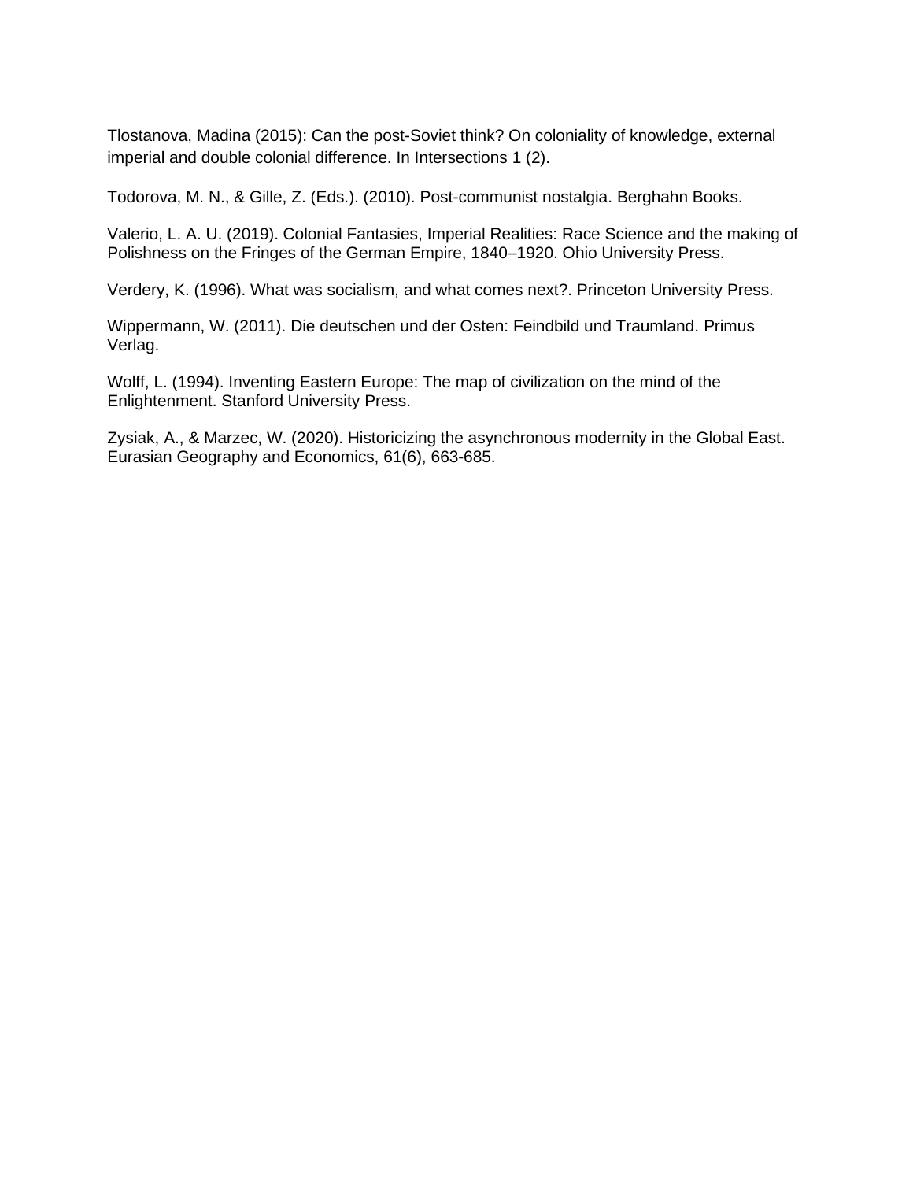Tlostanova, Madina (2015): Can the post-Soviet think? On coloniality of knowledge, external imperial and double colonial difference. In Intersections 1 (2).

Todorova, M. N., & Gille, Z. (Eds.). (2010). Post-communist nostalgia. Berghahn Books.

Valerio, L. A. U. (2019). Colonial Fantasies, Imperial Realities: Race Science and the making of Polishness on the Fringes of the German Empire, 1840–1920. Ohio University Press.

Verdery, K. (1996). What was socialism, and what comes next?. Princeton University Press.

Wippermann, W. (2011). Die deutschen und der Osten: Feindbild und Traumland. Primus Verlag.

Wolff, L. (1994). Inventing Eastern Europe: The map of civilization on the mind of the Enlightenment. Stanford University Press.

Zysiak, A., & Marzec, W. (2020). Historicizing the asynchronous modernity in the Global East. Eurasian Geography and Economics, 61(6), 663-685.